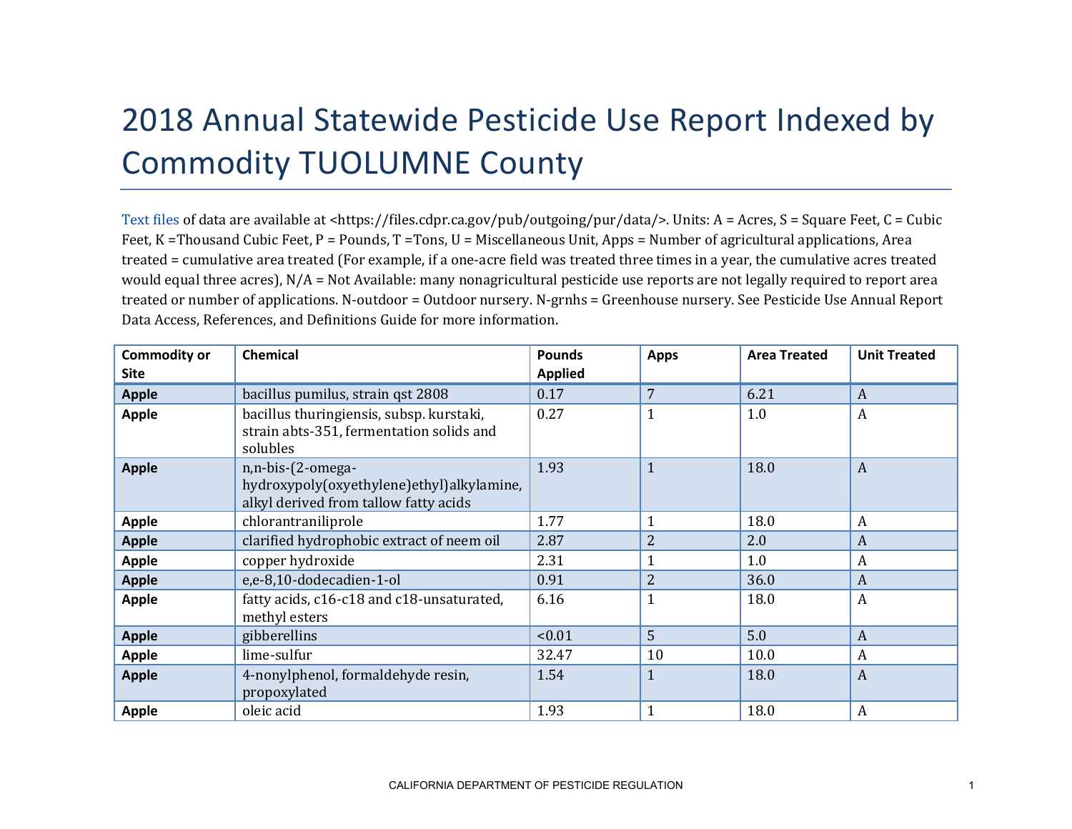# 2018 Annual Statewide Pesticide Use Report Indexed by Commodity TUOLUMNE County

Text files of data are available at <https://files.cdpr.ca.gov/pub/outgoing/pur/data/>. Units: A = Acres, S = Square Feet, C = Cubic Feet, K =Thousand Cubic Feet, P = Pounds, T =Tons, U = Miscellaneous Unit, Apps = Number of agricultural applications, Area treated = cumulative area treated (For example, if a one-acre field was treated three times in a year, the cumulative acres treated would equal three acres), N/A = Not Available: many nonagricultural pesticide use reports are not legally required to report area treated or number of applications. N-outdoor = Outdoor nursery. N-grnhs = Greenhouse nursery. See Pesticide Use Annual Report Data Access, References, and Definitions Guide for more information.

| Commodity or Site | Chemical | Pounds Applied | Apps | Area Treated | Unit Treated |
|---|---|---|---|---|---|
| **Apple** | bacillus pumilus, strain qst 2808 | 0.17 | 7 | 6.21 | A |
| **Apple** | bacillus thuringiensis, subsp. kurstaki, strain abts-351, fermentation solids and solubles | 0.27 | 1 | 1.0 | A |
| **Apple** | n,n-bis-(2-omega-hydroxypoly(oxyethylene)ethyl)alkylamine, alkyl derived from tallow fatty acids | 1.93 | 1 | 18.0 | A |
| **Apple** | chlorantraniliprole | 1.77 | 1 | 18.0 | A |
| **Apple** | clarified hydrophobic extract of neem oil | 2.87 | 2 | 2.0 | A |
| **Apple** | copper hydroxide | 2.31 | 1 | 1.0 | A |
| **Apple** | e,e-8,10-dodecadien-1-ol | 0.91 | 2 | 36.0 | A |
| **Apple** | fatty acids, c16-c18 and c18-unsaturated, methyl esters | 6.16 | 1 | 18.0 | A |
| **Apple** | gibberellins | <0.01 | 5 | 5.0 | A |
| **Apple** | lime-sulfur | 32.47 | 10 | 10.0 | A |
| **Apple** | 4-nonylphenol, formaldehyde resin, propoxylated | 1.54 | 1 | 18.0 | A |
| **Apple** | oleic acid | 1.93 | 1 | 18.0 | A |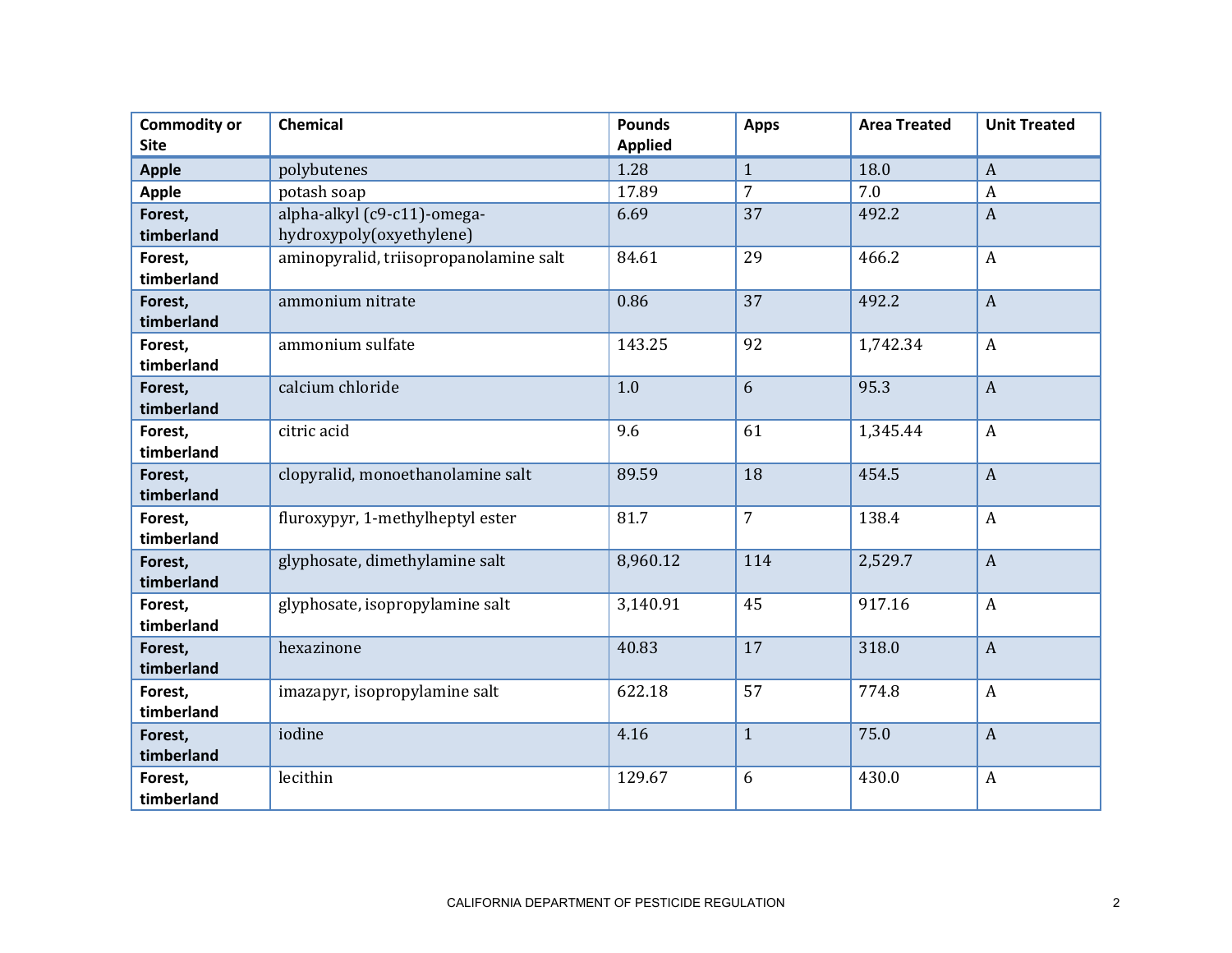| Commodity or Site | Chemical | Pounds Applied | Apps | Area Treated | Unit Treated |
|---|---|---|---|---|---|
| **Apple** | polybutenes | 1.28 | 1 | 18.0 | A |
| **Apple** | potash soap | 17.89 | 7 | 7.0 | A |
| **Forest, timberland** | alpha-alkyl (c9-c11)-omega-hydroxypoly(oxyethylene) | 6.69 | 37 | 492.2 | A |
| **Forest, timberland** | aminopyralid, triisopropanolamine salt | 84.61 | 29 | 466.2 | A |
| **Forest, timberland** | ammonium nitrate | 0.86 | 37 | 492.2 | A |
| **Forest, timberland** | ammonium sulfate | 143.25 | 92 | 1,742.34 | A |
| **Forest, timberland** | calcium chloride | 1.0 | 6 | 95.3 | A |
| **Forest, timberland** | citric acid | 9.6 | 61 | 1,345.44 | A |
| **Forest, timberland** | clopyralid, monoethanolamine salt | 89.59 | 18 | 454.5 | A |
| **Forest, timberland** | fluroxypyr, 1-methylheptyl ester | 81.7 | 7 | 138.4 | A |
| **Forest, timberland** | glyphosate, dimethylamine salt | 8,960.12 | 114 | 2,529.7 | A |
| **Forest, timberland** | glyphosate, isopropylamine salt | 3,140.91 | 45 | 917.16 | A |
| **Forest, timberland** | hexazinone | 40.83 | 17 | 318.0 | A |
| **Forest, timberland** | imazapyr, isopropylamine salt | 622.18 | 57 | 774.8 | A |
| **Forest, timberland** | iodine | 4.16 | 1 | 75.0 | A |
| **Forest, timberland** | lecithin | 129.67 | 6 | 430.0 | A |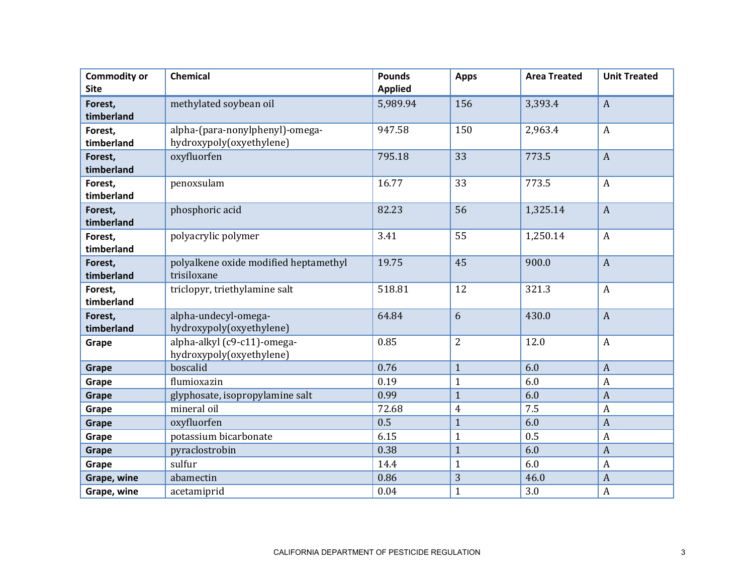| Commodity or Site | Chemical | Pounds Applied | Apps | Area Treated | Unit Treated |
|---|---|---|---|---|---|
| **Forest, timberland** | methylated soybean oil | 5,989.94 | 156 | 3,393.4 | A |
| **Forest, timberland** | alpha-(para-nonylphenyl)-omega-hydroxypoly(oxyethylene) | 947.58 | 150 | 2,963.4 | A |
| **Forest, timberland** | oxyfluorfen | 795.18 | 33 | 773.5 | A |
| **Forest, timberland** | penoxsulam | 16.77 | 33 | 773.5 | A |
| **Forest, timberland** | phosphoric acid | 82.23 | 56 | 1,325.14 | A |
| **Forest, timberland** | polyacrylic polymer | 3.41 | 55 | 1,250.14 | A |
| **Forest, timberland** | polyalkene oxide modified heptamethyl trisiloxane | 19.75 | 45 | 900.0 | A |
| **Forest, timberland** | triclopyr, triethylamine salt | 518.81 | 12 | 321.3 | A |
| **Forest, timberland** | alpha-undecyl-omega-hydroxypoly(oxyethylene) | 64.84 | 6 | 430.0 | A |
| **Grape** | alpha-alkyl (c9-c11)-omega-hydroxypoly(oxyethylene) | 0.85 | 2 | 12.0 | A |
| **Grape** | boscalid | 0.76 | 1 | 6.0 | A |
| **Grape** | flumioxazin | 0.19 | 1 | 6.0 | A |
| **Grape** | glyphosate, isopropylamine salt | 0.99 | 1 | 6.0 | A |
| **Grape** | mineral oil | 72.68 | 4 | 7.5 | A |
| **Grape** | oxyfluorfen | 0.5 | 1 | 6.0 | A |
| **Grape** | potassium bicarbonate | 6.15 | 1 | 0.5 | A |
| **Grape** | pyraclostrobin | 0.38 | 1 | 6.0 | A |
| **Grape** | sulfur | 14.4 | 1 | 6.0 | A |
| **Grape, wine** | abamectin | 0.86 | 3 | 46.0 | A |
| **Grape, wine** | acetamiprid | 0.04 | 1 | 3.0 | A |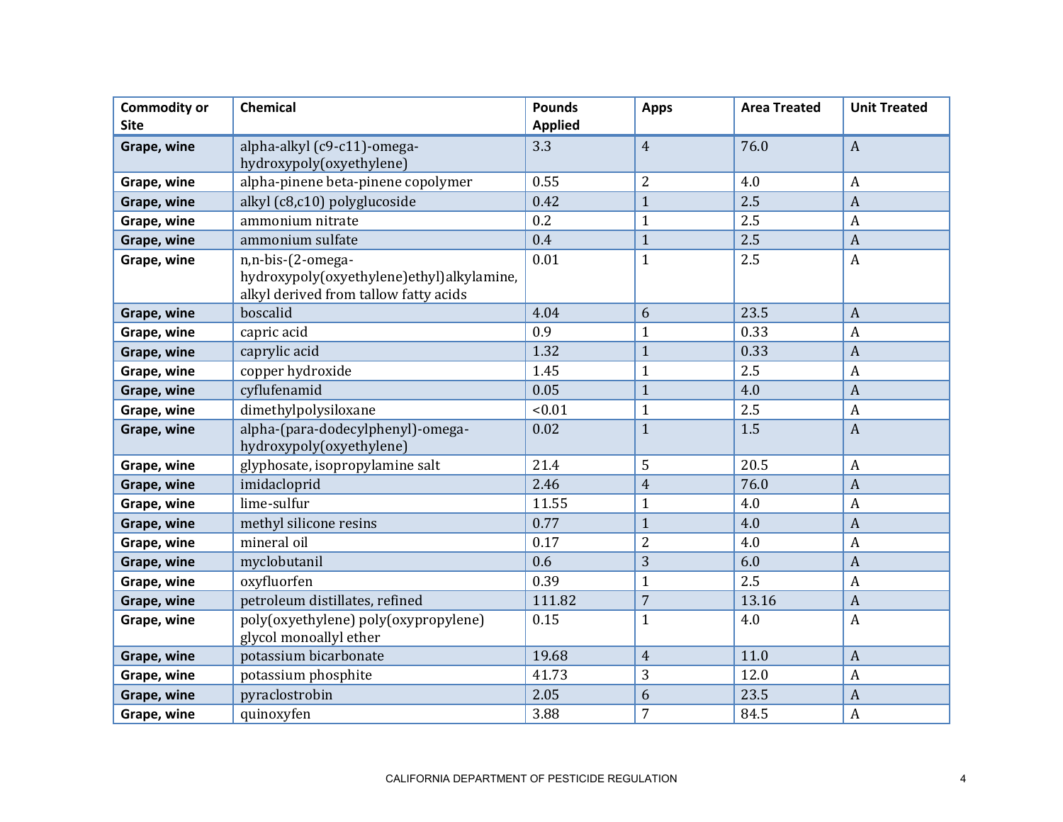| Commodity or Site | Chemical | Pounds Applied | Apps | Area Treated | Unit Treated |
|---|---|---|---|---|---|
| **Grape, wine** | alpha-alkyl (c9-c11)-omega-hydroxypoly(oxyethylene) | 3.3 | 4 | 76.0 | A |
| **Grape, wine** | alpha-pinene beta-pinene copolymer | 0.55 | 2 | 4.0 | A |
| **Grape, wine** | alkyl (c8,c10) polyglucoside | 0.42 | 1 | 2.5 | A |
| **Grape, wine** | ammonium nitrate | 0.2 | 1 | 2.5 | A |
| **Grape, wine** | ammonium sulfate | 0.4 | 1 | 2.5 | A |
| **Grape, wine** | n,n-bis-(2-omega-hydroxypoly(oxyethylene)ethyl)alkylamine, alkyl derived from tallow fatty acids | 0.01 | 1 | 2.5 | A |
| **Grape, wine** | boscalid | 4.04 | 6 | 23.5 | A |
| **Grape, wine** | capric acid | 0.9 | 1 | 0.33 | A |
| **Grape, wine** | caprylic acid | 1.32 | 1 | 0.33 | A |
| **Grape, wine** | copper hydroxide | 1.45 | 1 | 2.5 | A |
| **Grape, wine** | cyflufenamid | 0.05 | 1 | 4.0 | A |
| **Grape, wine** | dimethylpolysiloxane | <0.01 | 1 | 2.5 | A |
| **Grape, wine** | alpha-(para-dodecylphenyl)-omega-hydroxypoly(oxyethylene) | 0.02 | 1 | 1.5 | A |
| **Grape, wine** | glyphosate, isopropylamine salt | 21.4 | 5 | 20.5 | A |
| **Grape, wine** | imidacloprid | 2.46 | 4 | 76.0 | A |
| **Grape, wine** | lime-sulfur | 11.55 | 1 | 4.0 | A |
| **Grape, wine** | methyl silicone resins | 0.77 | 1 | 4.0 | A |
| **Grape, wine** | mineral oil | 0.17 | 2 | 4.0 | A |
| **Grape, wine** | myclobutanil | 0.6 | 3 | 6.0 | A |
| **Grape, wine** | oxyfluorfen | 0.39 | 1 | 2.5 | A |
| **Grape, wine** | petroleum distillates, refined | 111.82 | 7 | 13.16 | A |
| **Grape, wine** | poly(oxyethylene) poly(oxypropylene) glycol monoallyl ether | 0.15 | 1 | 4.0 | A |
| **Grape, wine** | potassium bicarbonate | 19.68 | 4 | 11.0 | A |
| **Grape, wine** | potassium phosphite | 41.73 | 3 | 12.0 | A |
| **Grape, wine** | pyraclostrobin | 2.05 | 6 | 23.5 | A |
| **Grape, wine** | quinoxyfen | 3.88 | 7 | 84.5 | A |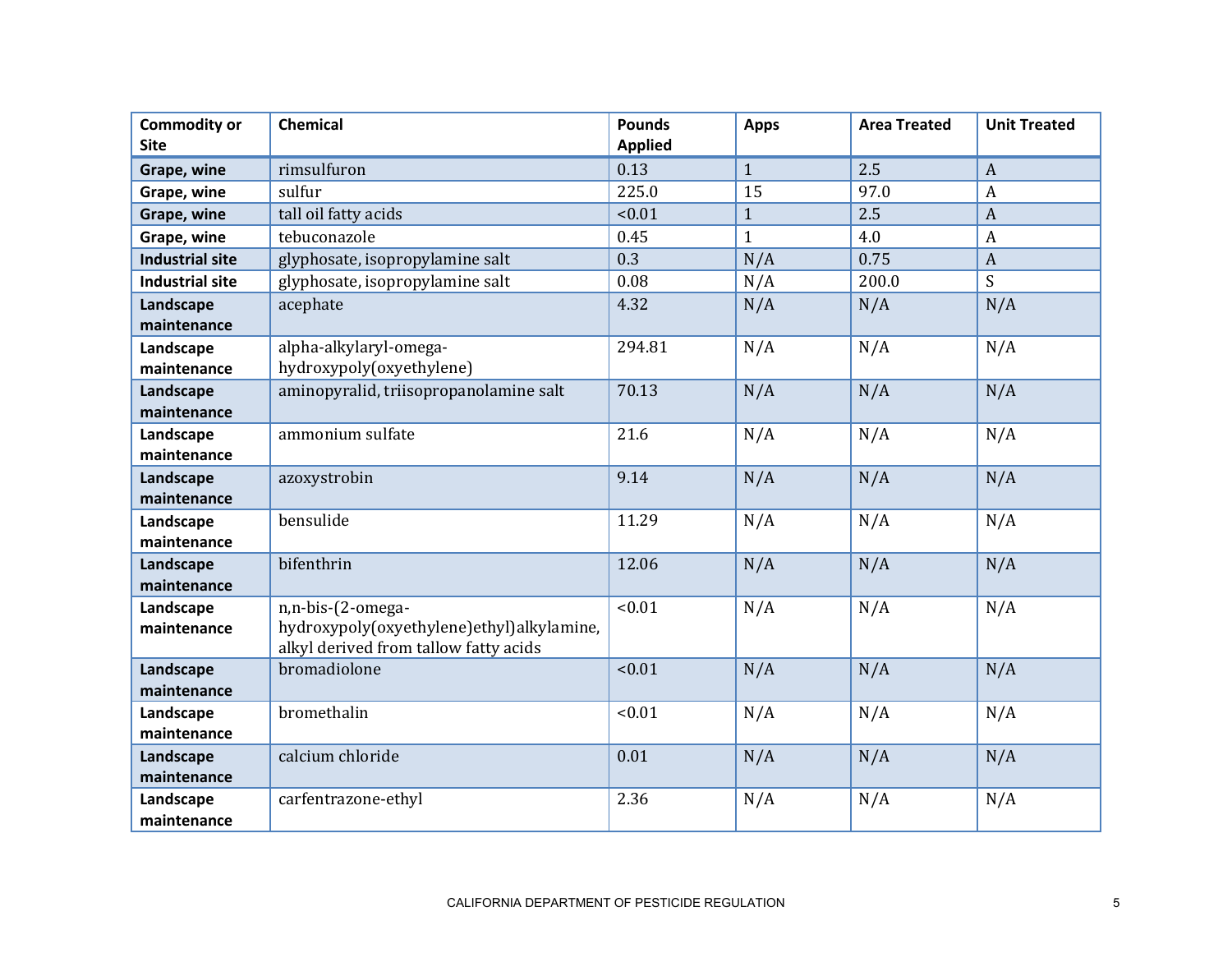| Commodity or Site | Chemical | Pounds Applied | Apps | Area Treated | Unit Treated |
|---|---|---|---|---|---|
| Grape, wine | rimsulfuron | 0.13 | 1 | 2.5 | A |
| Grape, wine | sulfur | 225.0 | 15 | 97.0 | A |
| Grape, wine | tall oil fatty acids | <0.01 | 1 | 2.5 | A |
| Grape, wine | tebuconazole | 0.45 | 1 | 4.0 | A |
| Industrial site | glyphosate, isopropylamine salt | 0.3 | N/A | 0.75 | A |
| Industrial site | glyphosate, isopropylamine salt | 0.08 | N/A | 200.0 | S |
| Landscape maintenance | acephate | 4.32 | N/A | N/A | N/A |
| Landscape maintenance | alpha-alkylaryl-omega-hydroxypoly(oxyethylene) | 294.81 | N/A | N/A | N/A |
| Landscape maintenance | aminopyralid, triisopropanolamine salt | 70.13 | N/A | N/A | N/A |
| Landscape maintenance | ammonium sulfate | 21.6 | N/A | N/A | N/A |
| Landscape maintenance | azoxystrobin | 9.14 | N/A | N/A | N/A |
| Landscape maintenance | bensulide | 11.29 | N/A | N/A | N/A |
| Landscape maintenance | bifenthrin | 12.06 | N/A | N/A | N/A |
| Landscape maintenance | n,n-bis-(2-omega-hydroxypoly(oxyethylene)ethyl)alkylamine, alkyl derived from tallow fatty acids | <0.01 | N/A | N/A | N/A |
| Landscape maintenance | bromadiolone | <0.01 | N/A | N/A | N/A |
| Landscape maintenance | bromethalin | <0.01 | N/A | N/A | N/A |
| Landscape maintenance | calcium chloride | 0.01 | N/A | N/A | N/A |
| Landscape maintenance | carfentrazone-ethyl | 2.36 | N/A | N/A | N/A |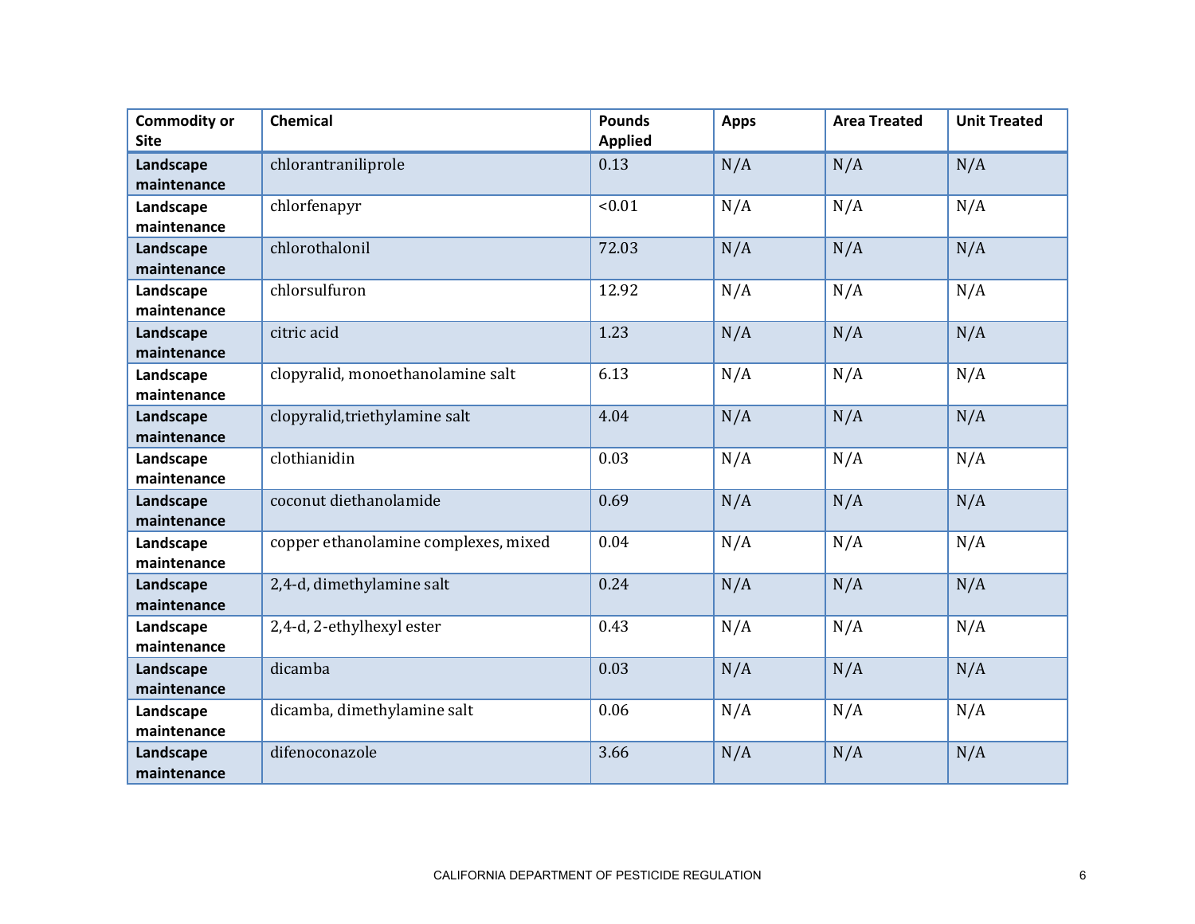| Commodity or Site | Chemical | Pounds Applied | Apps | Area Treated | Unit Treated |
|---|---|---|---|---|---|
| **Landscape maintenance** | chlorantraniliprole | 0.13 | N/A | N/A | N/A |
| **Landscape maintenance** | chlorfenapyr | <0.01 | N/A | N/A | N/A |
| **Landscape maintenance** | chlorothalonil | 72.03 | N/A | N/A | N/A |
| **Landscape maintenance** | chlorsulfuron | 12.92 | N/A | N/A | N/A |
| **Landscape maintenance** | citric acid | 1.23 | N/A | N/A | N/A |
| **Landscape maintenance** | clopyralid, monoethanolamine salt | 6.13 | N/A | N/A | N/A |
| **Landscape maintenance** | clopyralid,triethylamine salt | 4.04 | N/A | N/A | N/A |
| **Landscape maintenance** | clothianidin | 0.03 | N/A | N/A | N/A |
| **Landscape maintenance** | coconut diethanolamide | 0.69 | N/A | N/A | N/A |
| **Landscape maintenance** | copper ethanolamine complexes, mixed | 0.04 | N/A | N/A | N/A |
| **Landscape maintenance** | 2,4-d, dimethylamine salt | 0.24 | N/A | N/A | N/A |
| **Landscape maintenance** | 2,4-d, 2-ethylhexyl ester | 0.43 | N/A | N/A | N/A |
| **Landscape maintenance** | dicamba | 0.03 | N/A | N/A | N/A |
| **Landscape maintenance** | dicamba, dimethylamine salt | 0.06 | N/A | N/A | N/A |
| **Landscape maintenance** | difenoconazole | 3.66 | N/A | N/A | N/A |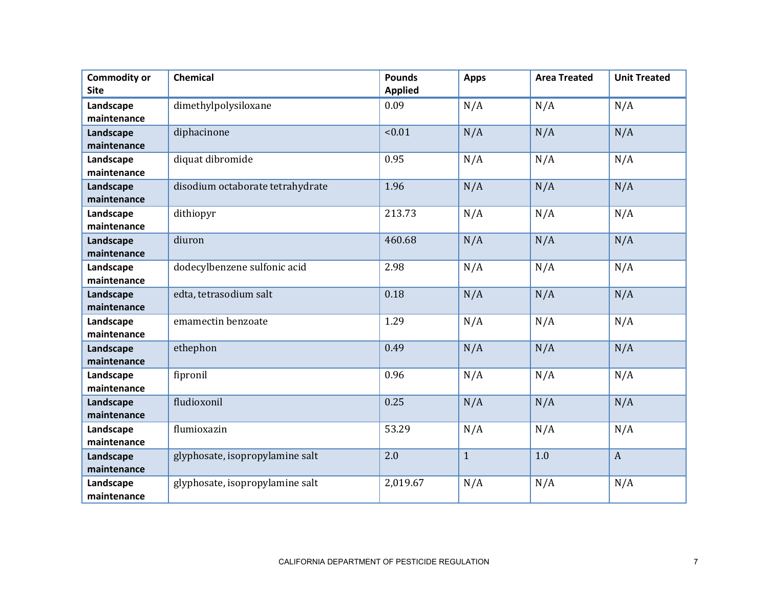| Commodity or Site | Chemical | Pounds Applied | Apps | Area Treated | Unit Treated |
|---|---|---|---|---|---|
| **Landscape maintenance** | dimethylpolysiloxane | 0.09 | N/A | N/A | N/A |
| **Landscape maintenance** | diphacinone | <0.01 | N/A | N/A | N/A |
| **Landscape maintenance** | diquat dibromide | 0.95 | N/A | N/A | N/A |
| **Landscape maintenance** | disodium octaborate tetrahydrate | 1.96 | N/A | N/A | N/A |
| **Landscape maintenance** | dithiopyr | 213.73 | N/A | N/A | N/A |
| **Landscape maintenance** | diuron | 460.68 | N/A | N/A | N/A |
| **Landscape maintenance** | dodecylbenzene sulfonic acid | 2.98 | N/A | N/A | N/A |
| **Landscape maintenance** | edta, tetrasodium salt | 0.18 | N/A | N/A | N/A |
| **Landscape maintenance** | emamectin benzoate | 1.29 | N/A | N/A | N/A |
| **Landscape maintenance** | ethephon | 0.49 | N/A | N/A | N/A |
| **Landscape maintenance** | fipronil | 0.96 | N/A | N/A | N/A |
| **Landscape maintenance** | fludioxonil | 0.25 | N/A | N/A | N/A |
| **Landscape maintenance** | flumioxazin | 53.29 | N/A | N/A | N/A |
| **Landscape maintenance** | glyphosate, isopropylamine salt | 2.0 | 1 | 1.0 | A |
| **Landscape maintenance** | glyphosate, isopropylamine salt | 2,019.67 | N/A | N/A | N/A |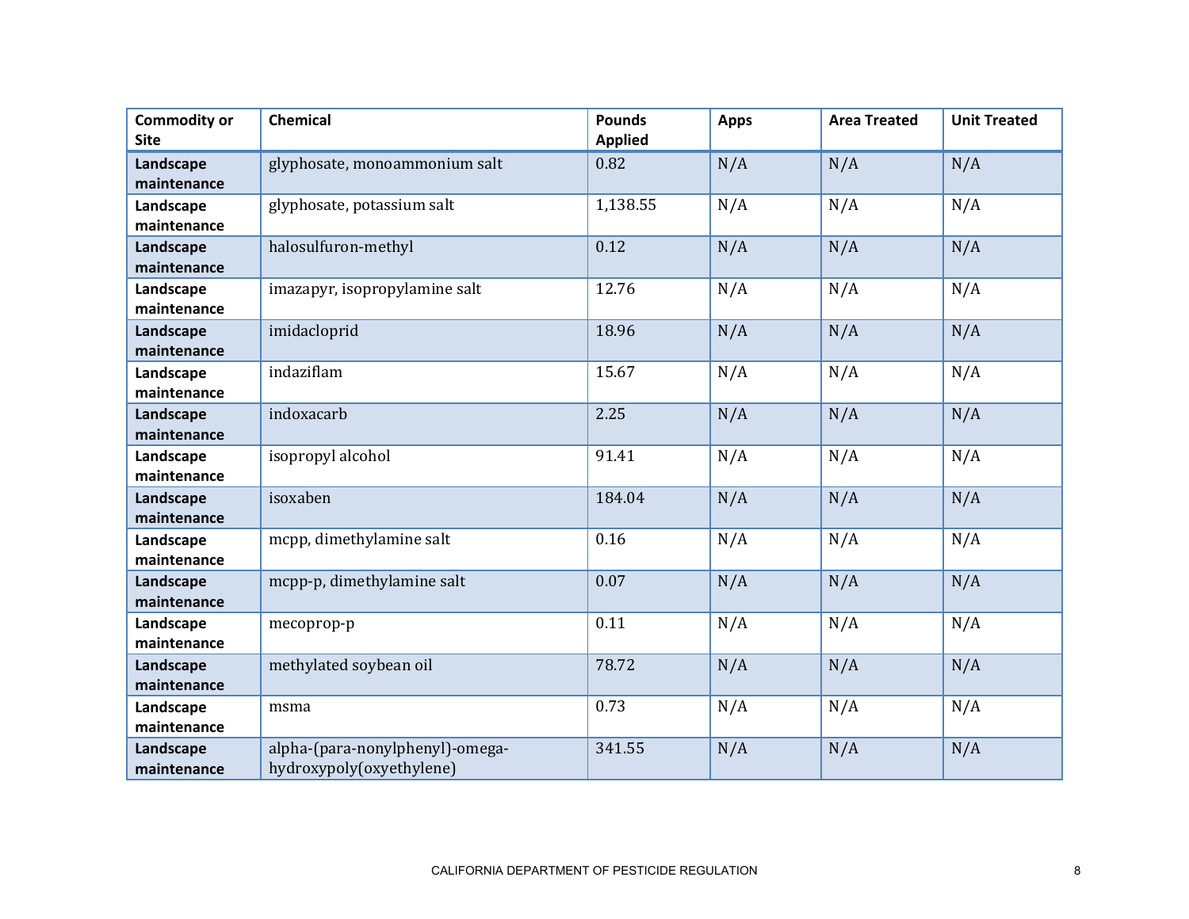| Commodity or Site | Chemical | Pounds Applied | Apps | Area Treated | Unit Treated |
| --- | --- | --- | --- | --- | --- |
| **Landscape maintenance** | glyphosate, monoammonium salt | 0.82 | N/A | N/A | N/A |
| **Landscape maintenance** | glyphosate, potassium salt | 1,138.55 | N/A | N/A | N/A |
| **Landscape maintenance** | halosulfuron-methyl | 0.12 | N/A | N/A | N/A |
| **Landscape maintenance** | imazapyr, isopropylamine salt | 12.76 | N/A | N/A | N/A |
| **Landscape maintenance** | imidacloprid | 18.96 | N/A | N/A | N/A |
| **Landscape maintenance** | indaziflam | 15.67 | N/A | N/A | N/A |
| **Landscape maintenance** | indoxacarb | 2.25 | N/A | N/A | N/A |
| **Landscape maintenance** | isopropyl alcohol | 91.41 | N/A | N/A | N/A |
| **Landscape maintenance** | isoxaben | 184.04 | N/A | N/A | N/A |
| **Landscape maintenance** | mcpp, dimethylamine salt | 0.16 | N/A | N/A | N/A |
| **Landscape maintenance** | mcpp-p, dimethylamine salt | 0.07 | N/A | N/A | N/A |
| **Landscape maintenance** | mecoprop-p | 0.11 | N/A | N/A | N/A |
| **Landscape maintenance** | methylated soybean oil | 78.72 | N/A | N/A | N/A |
| **Landscape maintenance** | msma | 0.73 | N/A | N/A | N/A |
| **Landscape maintenance** | alpha-(para-nonylphenyl)-omega-hydroxypoly(oxyethylene) | 341.55 | N/A | N/A | N/A |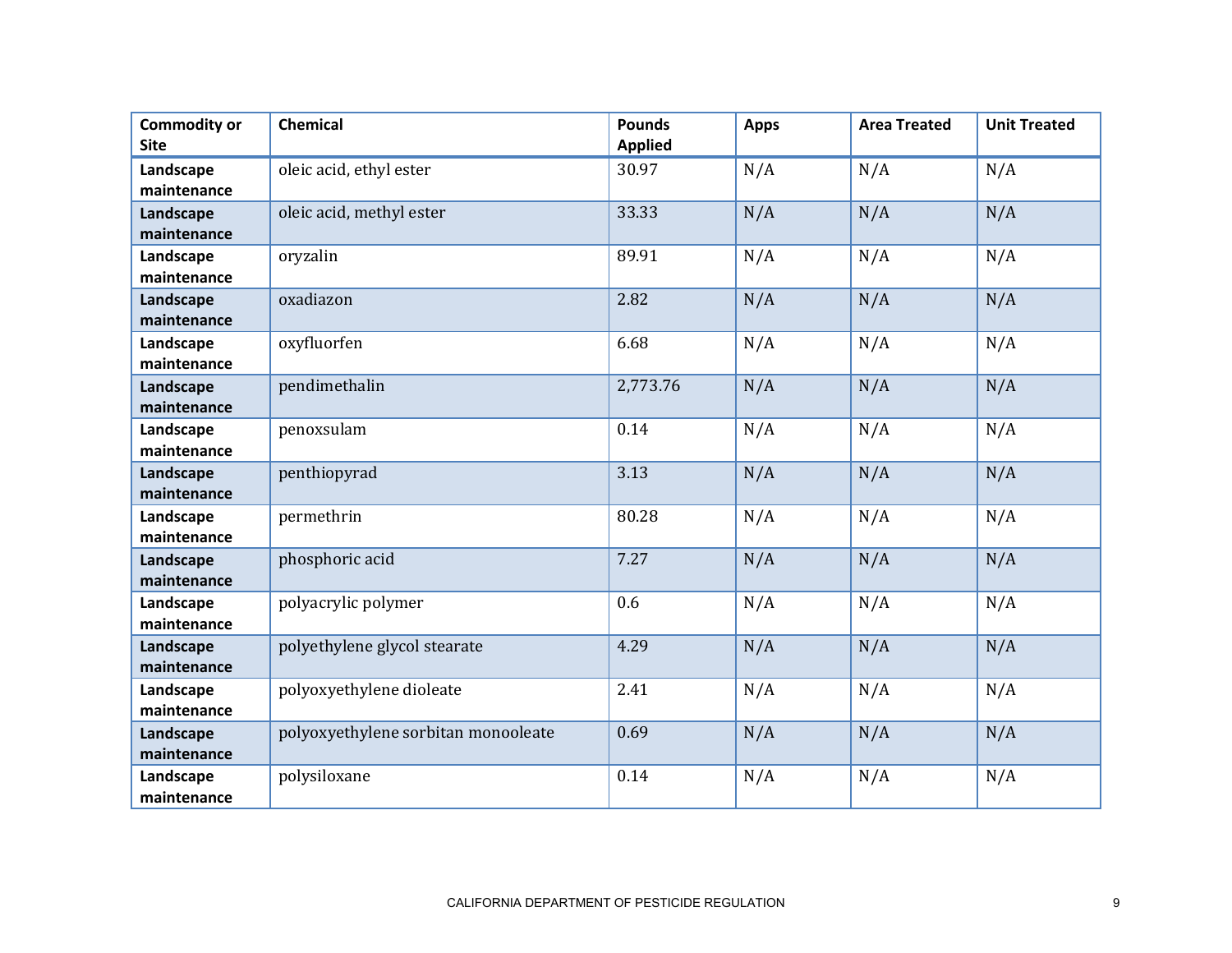| Commodity or Site | Chemical | Pounds Applied | Apps | Area Treated | Unit Treated |
|---|---|---|---|---|---|
| **Landscape maintenance** | oleic acid, ethyl ester | 30.97 | N/A | N/A | N/A |
| **Landscape maintenance** | oleic acid, methyl ester | 33.33 | N/A | N/A | N/A |
| **Landscape maintenance** | oryzalin | 89.91 | N/A | N/A | N/A |
| **Landscape maintenance** | oxadiazon | 2.82 | N/A | N/A | N/A |
| **Landscape maintenance** | oxyfluorfen | 6.68 | N/A | N/A | N/A |
| **Landscape maintenance** | pendimethalin | 2,773.76 | N/A | N/A | N/A |
| **Landscape maintenance** | penoxsulam | 0.14 | N/A | N/A | N/A |
| **Landscape maintenance** | penthiopyrad | 3.13 | N/A | N/A | N/A |
| **Landscape maintenance** | permethrin | 80.28 | N/A | N/A | N/A |
| **Landscape maintenance** | phosphoric acid | 7.27 | N/A | N/A | N/A |
| **Landscape maintenance** | polyacrylic polymer | 0.6 | N/A | N/A | N/A |
| **Landscape maintenance** | polyethylene glycol stearate | 4.29 | N/A | N/A | N/A |
| **Landscape maintenance** | polyoxyethylene dioleate | 2.41 | N/A | N/A | N/A |
| **Landscape maintenance** | polyoxyethylene sorbitan monooleate | 0.69 | N/A | N/A | N/A |
| **Landscape maintenance** | polysiloxane | 0.14 | N/A | N/A | N/A |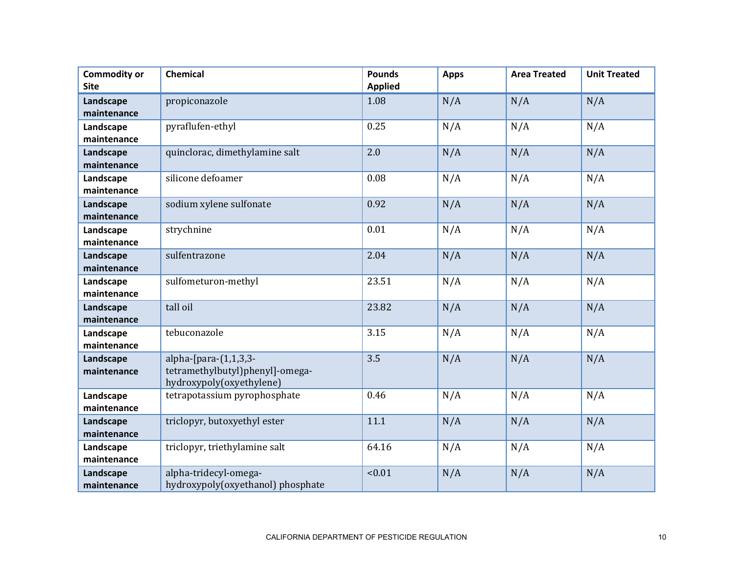| Commodity or Site | Chemical | Pounds Applied | Apps | Area Treated | Unit Treated |
|---|---|---|---|---|---|
| **Landscape maintenance** | propiconazole | 1.08 | N/A | N/A | N/A |
| **Landscape maintenance** | pyraflufen-ethyl | 0.25 | N/A | N/A | N/A |
| **Landscape maintenance** | quinclorac, dimethylamine salt | 2.0 | N/A | N/A | N/A |
| **Landscape maintenance** | silicone defoamer | 0.08 | N/A | N/A | N/A |
| **Landscape maintenance** | sodium xylene sulfonate | 0.92 | N/A | N/A | N/A |
| **Landscape maintenance** | strychnine | 0.01 | N/A | N/A | N/A |
| **Landscape maintenance** | sulfentrazone | 2.04 | N/A | N/A | N/A |
| **Landscape maintenance** | sulfometuron-methyl | 23.51 | N/A | N/A | N/A |
| **Landscape maintenance** | tall oil | 23.82 | N/A | N/A | N/A |
| **Landscape maintenance** | tebuconazole | 3.15 | N/A | N/A | N/A |
| **Landscape maintenance** | alpha-[para-(1,1,3,3-tetramethylbutyl)phenyl]-omega-hydroxypoly(oxyethylene) | 3.5 | N/A | N/A | N/A |
| **Landscape maintenance** | tetrapotassium pyrophosphate | 0.46 | N/A | N/A | N/A |
| **Landscape maintenance** | triclopyr, butoxyethyl ester | 11.1 | N/A | N/A | N/A |
| **Landscape maintenance** | triclopyr, triethylamine salt | 64.16 | N/A | N/A | N/A |
| **Landscape maintenance** | alpha-tridecyl-omega-hydroxypoly(oxyethanol) phosphate | <0.01 | N/A | N/A | N/A |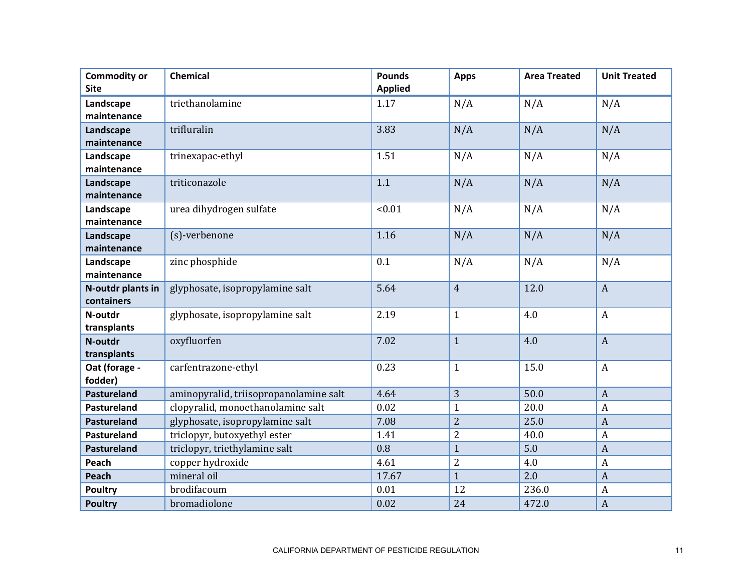| Commodity or Site | Chemical | Pounds Applied | Apps | Area Treated | Unit Treated |
|---|---|---|---|---|---|
| **Landscape maintenance** | triethanolamine | 1.17 | N/A | N/A | N/A |
| **Landscape maintenance** | trifluralin | 3.83 | N/A | N/A | N/A |
| **Landscape maintenance** | trinexapac-ethyl | 1.51 | N/A | N/A | N/A |
| **Landscape maintenance** | triticonazole | 1.1 | N/A | N/A | N/A |
| **Landscape maintenance** | urea dihydrogen sulfate | <0.01 | N/A | N/A | N/A |
| **Landscape maintenance** | (s)-verbenone | 1.16 | N/A | N/A | N/A |
| **Landscape maintenance** | zinc phosphide | 0.1 | N/A | N/A | N/A |
| **N-outdr plants in containers** | glyphosate, isopropylamine salt | 5.64 | 4 | 12.0 | A |
| **N-outdr transplants** | glyphosate, isopropylamine salt | 2.19 | 1 | 4.0 | A |
| **N-outdr transplants** | oxyfluorfen | 7.02 | 1 | 4.0 | A |
| **Oat (forage - fodder)** | carfentrazone-ethyl | 0.23 | 1 | 15.0 | A |
| **Pastureland** | aminopyralid, triisopropanolamine salt | 4.64 | 3 | 50.0 | A |
| **Pastureland** | clopyralid, monoethanolamine salt | 0.02 | 1 | 20.0 | A |
| **Pastureland** | glyphosate, isopropylamine salt | 7.08 | 2 | 25.0 | A |
| **Pastureland** | triclopyr, butoxyethyl ester | 1.41 | 2 | 40.0 | A |
| **Pastureland** | triclopyr, triethylamine salt | 0.8 | 1 | 5.0 | A |
| **Peach** | copper hydroxide | 4.61 | 2 | 4.0 | A |
| **Peach** | mineral oil | 17.67 | 1 | 2.0 | A |
| **Poultry** | brodifacoum | 0.01 | 12 | 236.0 | A |
| **Poultry** | bromadiolone | 0.02 | 24 | 472.0 | A |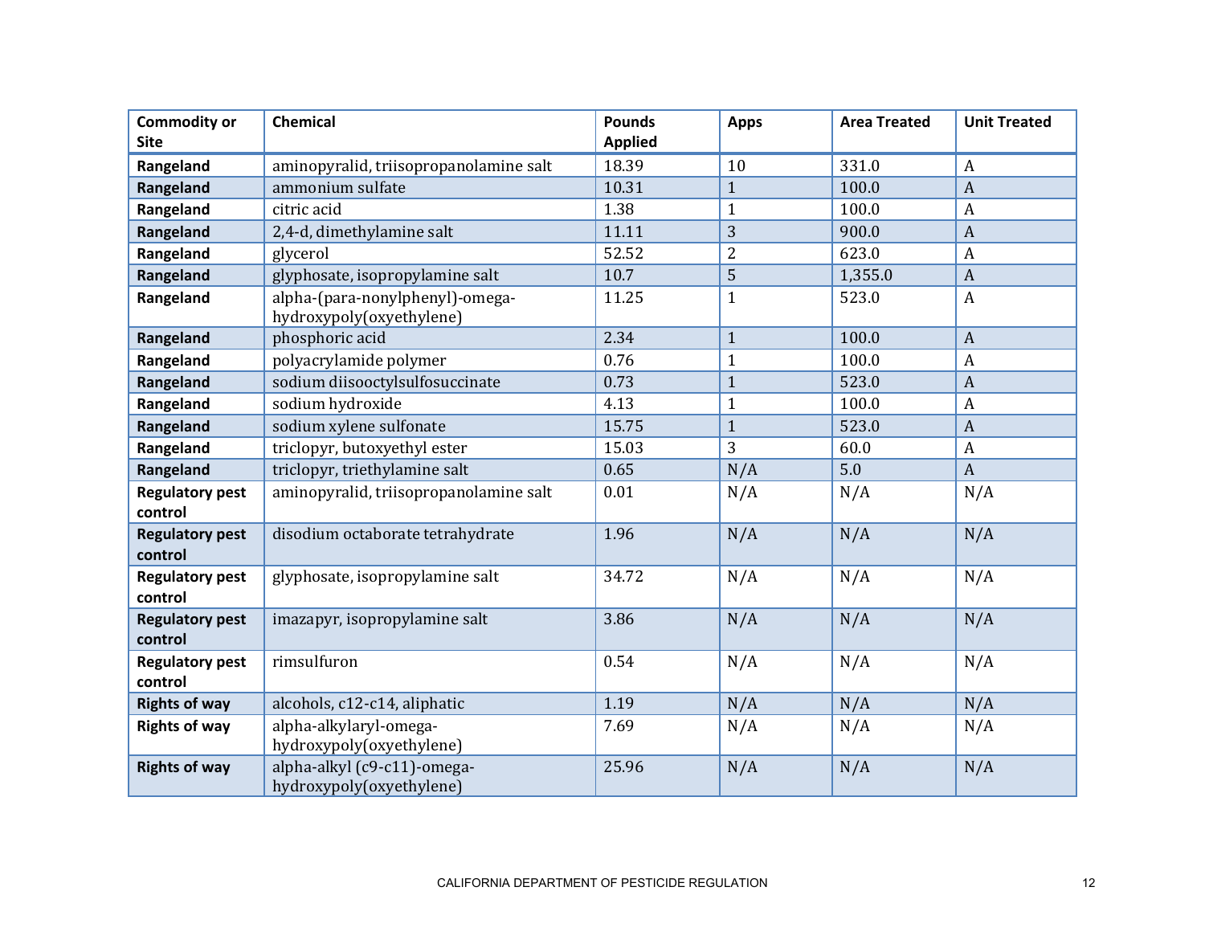| Commodity or Site | Chemical | Pounds Applied | Apps | Area Treated | Unit Treated |
|---|---|---|---|---|---|
| **Rangeland** | aminopyralid, triisopropanolamine salt | 18.39 | 10 | 331.0 | A |
| **Rangeland** | ammonium sulfate | 10.31 | 1 | 100.0 | A |
| **Rangeland** | citric acid | 1.38 | 1 | 100.0 | A |
| **Rangeland** | 2,4-d, dimethylamine salt | 11.11 | 3 | 900.0 | A |
| **Rangeland** | glycerol | 52.52 | 2 | 623.0 | A |
| **Rangeland** | glyphosate, isopropylamine salt | 10.7 | 5 | 1,355.0 | A |
| **Rangeland** | alpha-(para-nonylphenyl)-omega-hydroxypoly(oxyethylene) | 11.25 | 1 | 523.0 | A |
| **Rangeland** | phosphoric acid | 2.34 | 1 | 100.0 | A |
| **Rangeland** | polyacrylamide polymer | 0.76 | 1 | 100.0 | A |
| **Rangeland** | sodium diisooctylsulfosuccinate | 0.73 | 1 | 523.0 | A |
| **Rangeland** | sodium hydroxide | 4.13 | 1 | 100.0 | A |
| **Rangeland** | sodium xylene sulfonate | 15.75 | 1 | 523.0 | A |
| **Rangeland** | triclopyr, butoxyethyl ester | 15.03 | 3 | 60.0 | A |
| **Rangeland** | triclopyr, triethylamine salt | 0.65 | N/A | 5.0 | A |
| **Regulatory pest control** | aminopyralid, triisopropanolamine salt | 0.01 | N/A | N/A | N/A |
| **Regulatory pest control** | disodium octaborate tetrahydrate | 1.96 | N/A | N/A | N/A |
| **Regulatory pest control** | glyphosate, isopropylamine salt | 34.72 | N/A | N/A | N/A |
| **Regulatory pest control** | imazapyr, isopropylamine salt | 3.86 | N/A | N/A | N/A |
| **Regulatory pest control** | rimsulfuron | 0.54 | N/A | N/A | N/A |
| **Rights of way** | alcohols, c12-c14, aliphatic | 1.19 | N/A | N/A | N/A |
| **Rights of way** | alpha-alkylaryl-omega-hydroxypoly(oxyethylene) | 7.69 | N/A | N/A | N/A |
| **Rights of way** | alpha-alkyl (c9-c11)-omega-hydroxypoly(oxyethylene) | 25.96 | N/A | N/A | N/A |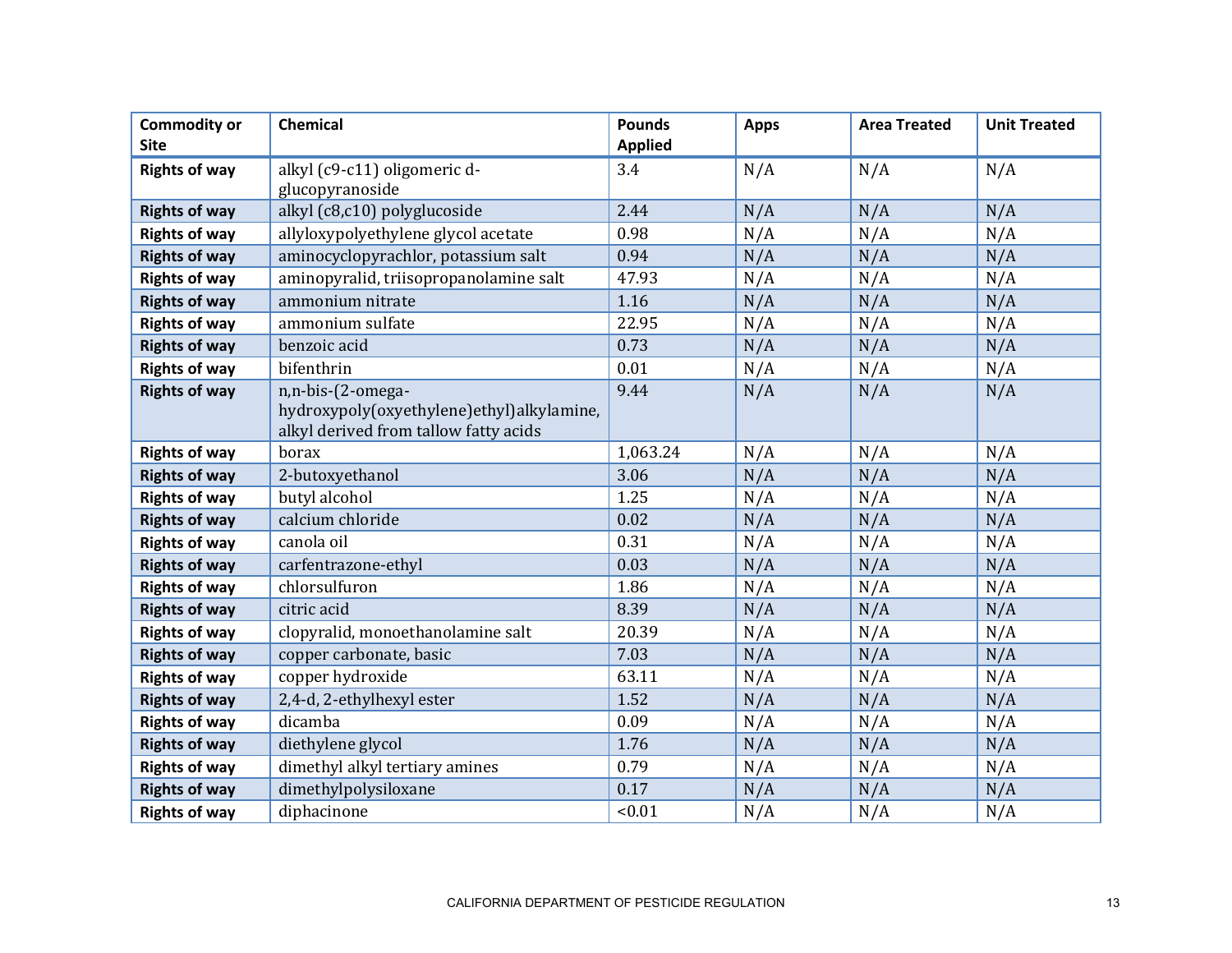| Commodity or Site | Chemical | Pounds Applied | Apps | Area Treated | Unit Treated |
|---|---|---|---|---|---|
| **Rights of way** | alkyl (c9-c11) oligomeric d-glucopyranoside | 3.4 | N/A | N/A | N/A |
| **Rights of way** | alkyl (c8,c10) polyglucoside | 2.44 | N/A | N/A | N/A |
| **Rights of way** | allyloxypolyethylene glycol acetate | 0.98 | N/A | N/A | N/A |
| **Rights of way** | aminocyclopyrachlor, potassium salt | 0.94 | N/A | N/A | N/A |
| **Rights of way** | aminopyralid, triisopropanolamine salt | 47.93 | N/A | N/A | N/A |
| **Rights of way** | ammonium nitrate | 1.16 | N/A | N/A | N/A |
| **Rights of way** | ammonium sulfate | 22.95 | N/A | N/A | N/A |
| **Rights of way** | benzoic acid | 0.73 | N/A | N/A | N/A |
| **Rights of way** | bifenthrin | 0.01 | N/A | N/A | N/A |
| **Rights of way** | n,n-bis-(2-omega-hydroxypoly(oxyethylene)ethyl)alkylamine, alkyl derived from tallow fatty acids | 9.44 | N/A | N/A | N/A |
| **Rights of way** | borax | 1,063.24 | N/A | N/A | N/A |
| **Rights of way** | 2-butoxyethanol | 3.06 | N/A | N/A | N/A |
| **Rights of way** | butyl alcohol | 1.25 | N/A | N/A | N/A |
| **Rights of way** | calcium chloride | 0.02 | N/A | N/A | N/A |
| **Rights of way** | canola oil | 0.31 | N/A | N/A | N/A |
| **Rights of way** | carfentrazone-ethyl | 0.03 | N/A | N/A | N/A |
| **Rights of way** | chlorsulfuron | 1.86 | N/A | N/A | N/A |
| **Rights of way** | citric acid | 8.39 | N/A | N/A | N/A |
| **Rights of way** | clopyralid, monoethanolamine salt | 20.39 | N/A | N/A | N/A |
| **Rights of way** | copper carbonate, basic | 7.03 | N/A | N/A | N/A |
| **Rights of way** | copper hydroxide | 63.11 | N/A | N/A | N/A |
| **Rights of way** | 2,4-d, 2-ethylhexyl ester | 1.52 | N/A | N/A | N/A |
| **Rights of way** | dicamba | 0.09 | N/A | N/A | N/A |
| **Rights of way** | diethylene glycol | 1.76 | N/A | N/A | N/A |
| **Rights of way** | dimethyl alkyl tertiary amines | 0.79 | N/A | N/A | N/A |
| **Rights of way** | dimethylpolysiloxane | 0.17 | N/A | N/A | N/A |
| **Rights of way** | diphacinone | <0.01 | N/A | N/A | N/A |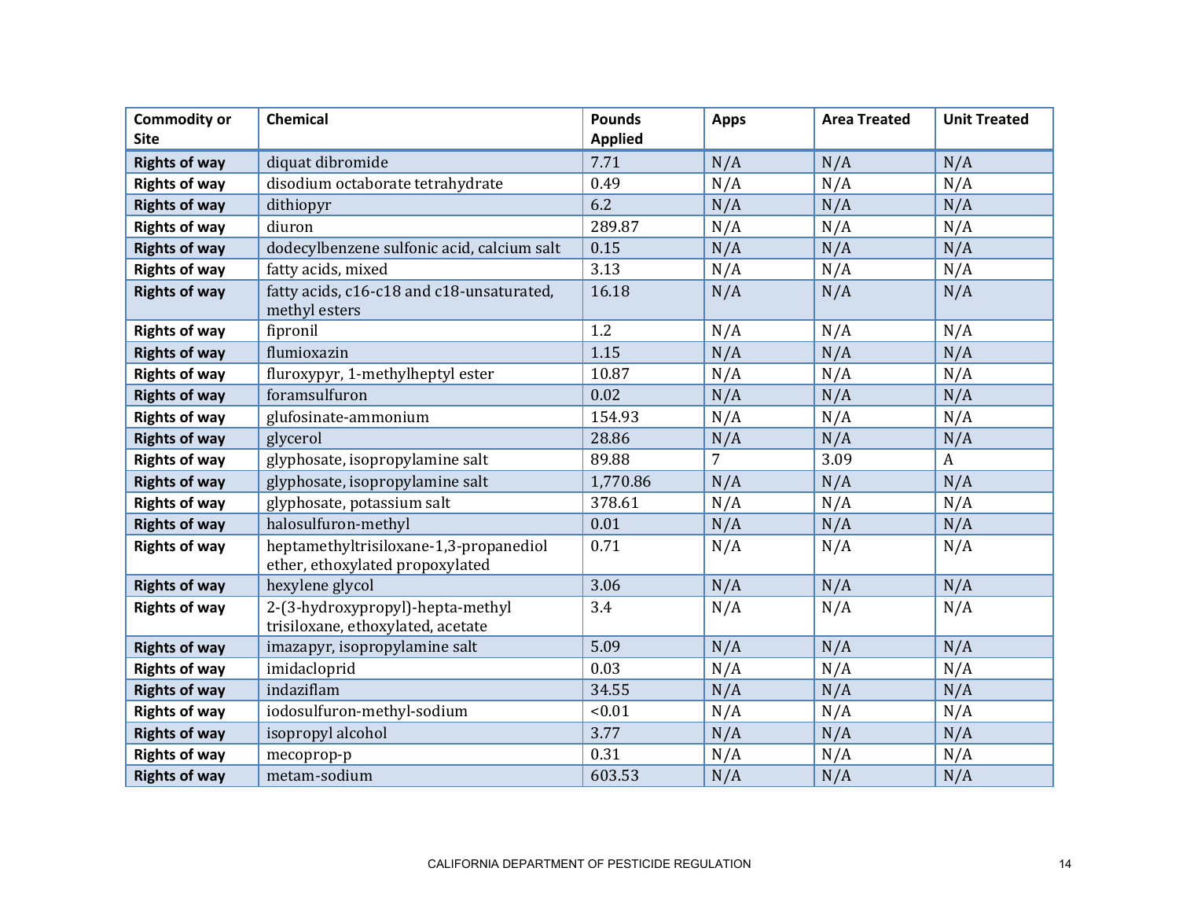| Commodity or Site | Chemical | Pounds Applied | Apps | Area Treated | Unit Treated |
|---|---|---|---|---|---|
| **Rights of way** | diquat dibromide | 7.71 | N/A | N/A | N/A |
| **Rights of way** | disodium octaborate tetrahydrate | 0.49 | N/A | N/A | N/A |
| **Rights of way** | dithiopyr | 6.2 | N/A | N/A | N/A |
| **Rights of way** | diuron | 289.87 | N/A | N/A | N/A |
| **Rights of way** | dodecylbenzene sulfonic acid, calcium salt | 0.15 | N/A | N/A | N/A |
| **Rights of way** | fatty acids, mixed | 3.13 | N/A | N/A | N/A |
| **Rights of way** | fatty acids, c16-c18 and c18-unsaturated, methyl esters | 16.18 | N/A | N/A | N/A |
| **Rights of way** | fipronil | 1.2 | N/A | N/A | N/A |
| **Rights of way** | flumioxazin | 1.15 | N/A | N/A | N/A |
| **Rights of way** | fluroxypyr, 1-methylheptyl ester | 10.87 | N/A | N/A | N/A |
| **Rights of way** | foramsulfuron | 0.02 | N/A | N/A | N/A |
| **Rights of way** | glufosinate-ammonium | 154.93 | N/A | N/A | N/A |
| **Rights of way** | glycerol | 28.86 | N/A | N/A | N/A |
| **Rights of way** | glyphosate, isopropylamine salt | 89.88 | 7 | 3.09 | A |
| **Rights of way** | glyphosate, isopropylamine salt | 1,770.86 | N/A | N/A | N/A |
| **Rights of way** | glyphosate, potassium salt | 378.61 | N/A | N/A | N/A |
| **Rights of way** | halosulfuron-methyl | 0.01 | N/A | N/A | N/A |
| **Rights of way** | heptamethyltrisiloxane-1,3-propanediol ether, ethoxylated propoxylated | 0.71 | N/A | N/A | N/A |
| **Rights of way** | hexylene glycol | 3.06 | N/A | N/A | N/A |
| **Rights of way** | 2-(3-hydroxypropyl)-hepta-methyl trisiloxane, ethoxylated, acetate | 3.4 | N/A | N/A | N/A |
| **Rights of way** | imazapyr, isopropylamine salt | 5.09 | N/A | N/A | N/A |
| **Rights of way** | imidacloprid | 0.03 | N/A | N/A | N/A |
| **Rights of way** | indaziflam | 34.55 | N/A | N/A | N/A |
| **Rights of way** | iodosulfuron-methyl-sodium | <0.01 | N/A | N/A | N/A |
| **Rights of way** | isopropyl alcohol | 3.77 | N/A | N/A | N/A |
| **Rights of way** | mecoprop-p | 0.31 | N/A | N/A | N/A |
| **Rights of way** | metam-sodium | 603.53 | N/A | N/A | N/A |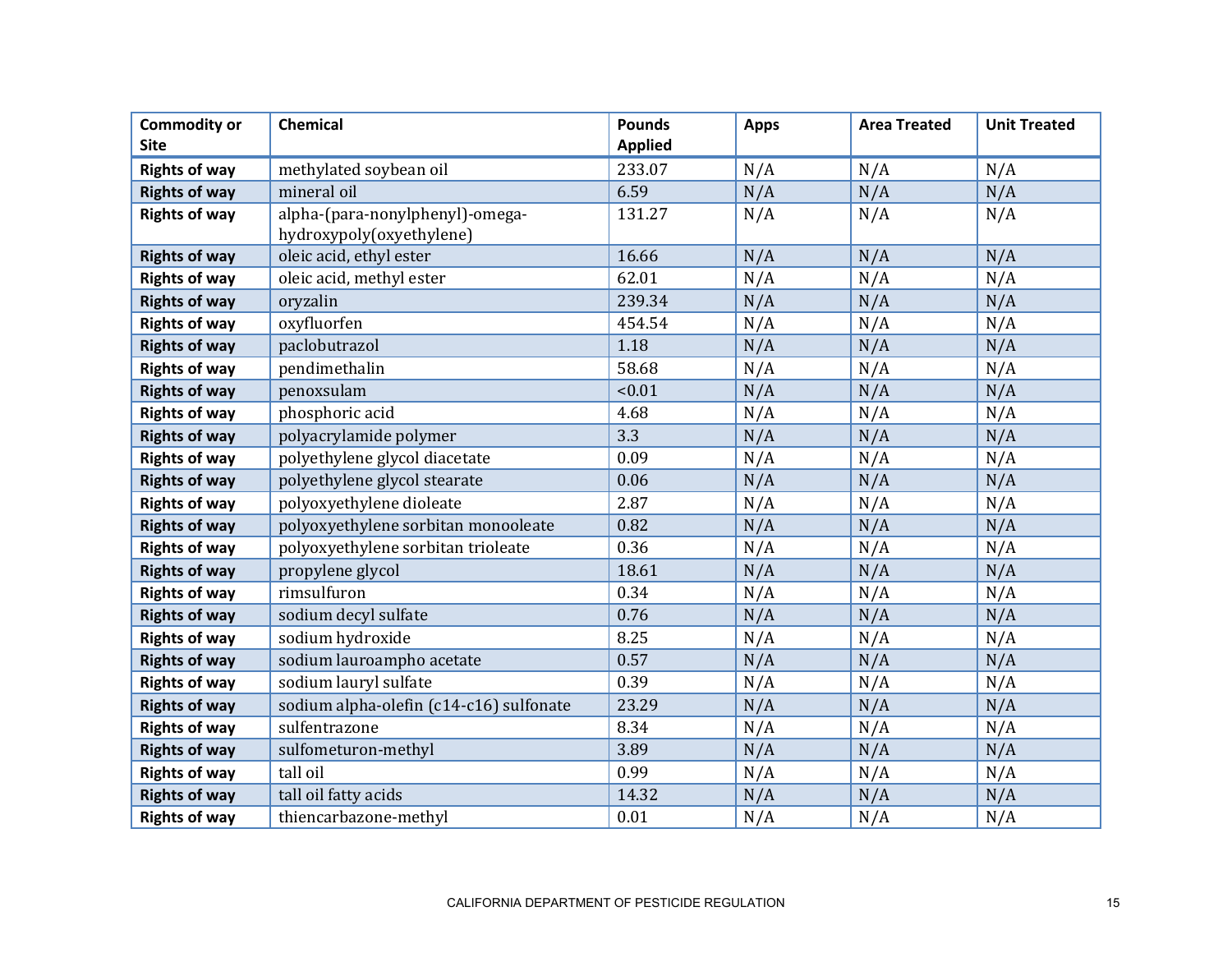| Commodity or Site | Chemical | Pounds Applied | Apps | Area Treated | Unit Treated |
|---|---|---|---|---|---|
| **Rights of way** | methylated soybean oil | 233.07 | N/A | N/A | N/A |
| **Rights of way** | mineral oil | 6.59 | N/A | N/A | N/A |
| **Rights of way** | alpha-(para-nonylphenyl)-omega-hydroxypoly(oxyethylene) | 131.27 | N/A | N/A | N/A |
| **Rights of way** | oleic acid, ethyl ester | 16.66 | N/A | N/A | N/A |
| **Rights of way** | oleic acid, methyl ester | 62.01 | N/A | N/A | N/A |
| **Rights of way** | oryzalin | 239.34 | N/A | N/A | N/A |
| **Rights of way** | oxyfluorfen | 454.54 | N/A | N/A | N/A |
| **Rights of way** | paclobutrazol | 1.18 | N/A | N/A | N/A |
| **Rights of way** | pendimethalin | 58.68 | N/A | N/A | N/A |
| **Rights of way** | penoxsulam | <0.01 | N/A | N/A | N/A |
| **Rights of way** | phosphoric acid | 4.68 | N/A | N/A | N/A |
| **Rights of way** | polyacrylamide polymer | 3.3 | N/A | N/A | N/A |
| **Rights of way** | polyethylene glycol diacetate | 0.09 | N/A | N/A | N/A |
| **Rights of way** | polyethylene glycol stearate | 0.06 | N/A | N/A | N/A |
| **Rights of way** | polyoxyethylene dioleate | 2.87 | N/A | N/A | N/A |
| **Rights of way** | polyoxyethylene sorbitan monooleate | 0.82 | N/A | N/A | N/A |
| **Rights of way** | polyoxyethylene sorbitan trioleate | 0.36 | N/A | N/A | N/A |
| **Rights of way** | propylene glycol | 18.61 | N/A | N/A | N/A |
| **Rights of way** | rimsulfuron | 0.34 | N/A | N/A | N/A |
| **Rights of way** | sodium decyl sulfate | 0.76 | N/A | N/A | N/A |
| **Rights of way** | sodium hydroxide | 8.25 | N/A | N/A | N/A |
| **Rights of way** | sodium lauroampho acetate | 0.57 | N/A | N/A | N/A |
| **Rights of way** | sodium lauryl sulfate | 0.39 | N/A | N/A | N/A |
| **Rights of way** | sodium alpha-olefin (c14-c16) sulfonate | 23.29 | N/A | N/A | N/A |
| **Rights of way** | sulfentrazone | 8.34 | N/A | N/A | N/A |
| **Rights of way** | sulfometuron-methyl | 3.89 | N/A | N/A | N/A |
| **Rights of way** | tall oil | 0.99 | N/A | N/A | N/A |
| **Rights of way** | tall oil fatty acids | 14.32 | N/A | N/A | N/A |
| **Rights of way** | thiencarbazone-methyl | 0.01 | N/A | N/A | N/A |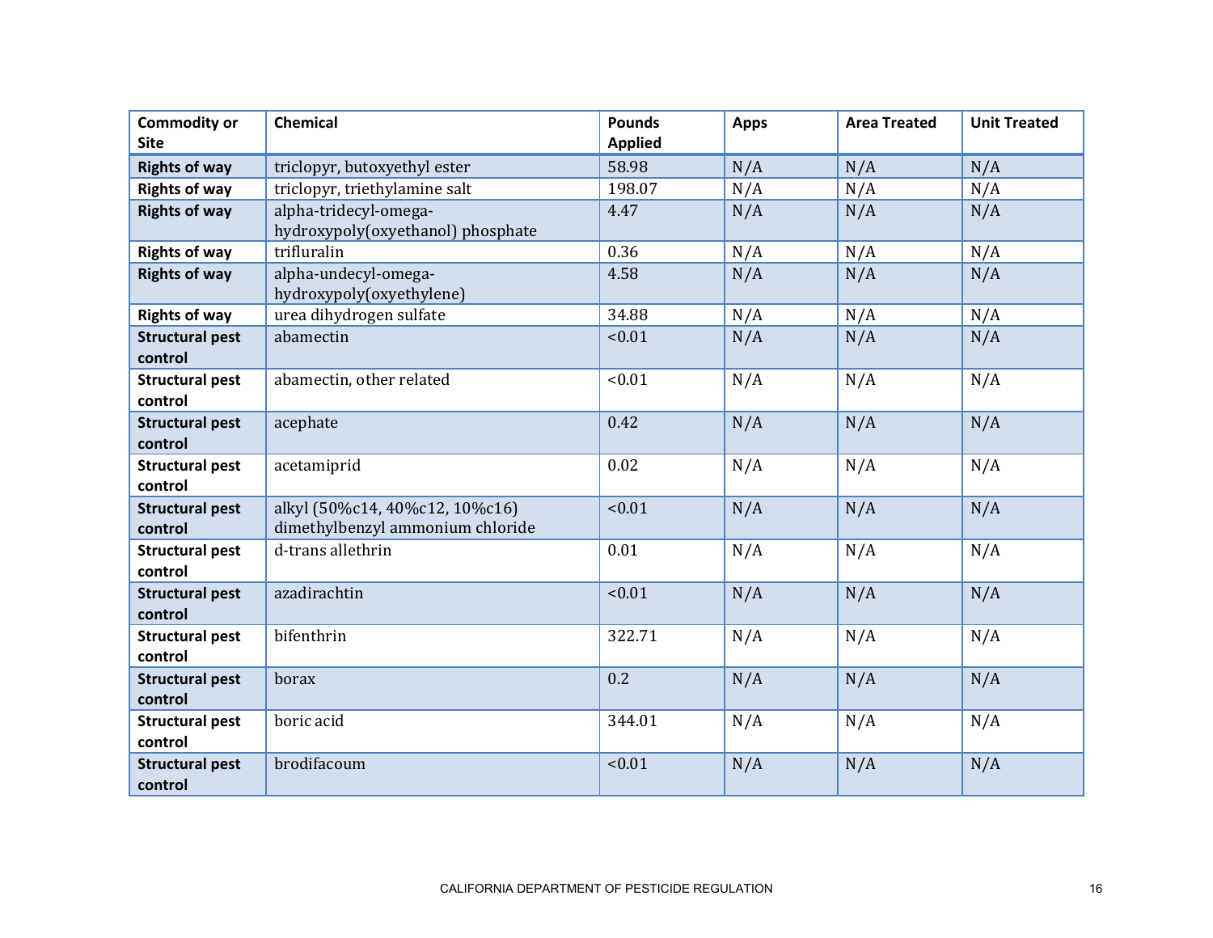| Commodity or Site | Chemical | Pounds Applied | Apps | Area Treated | Unit Treated |
|---|---|---|---|---|---|
| **Rights of way** | triclopyr, butoxyethyl ester | 58.98 | N/A | N/A | N/A |
| **Rights of way** | triclopyr, triethylamine salt | 198.07 | N/A | N/A | N/A |
| **Rights of way** | alpha-tridecyl-omega-hydroxypoly(oxyethanol) phosphate | 4.47 | N/A | N/A | N/A |
| **Rights of way** | trifluralin | 0.36 | N/A | N/A | N/A |
| **Rights of way** | alpha-undecyl-omega-hydroxypoly(oxyethylene) | 4.58 | N/A | N/A | N/A |
| **Rights of way** | urea dihydrogen sulfate | 34.88 | N/A | N/A | N/A |
| **Structural pest control** | abamectin | <0.01 | N/A | N/A | N/A |
| **Structural pest control** | abamectin, other related | <0.01 | N/A | N/A | N/A |
| **Structural pest control** | acephate | 0.42 | N/A | N/A | N/A |
| **Structural pest control** | acetamiprid | 0.02 | N/A | N/A | N/A |
| **Structural pest control** | alkyl (50%c14, 40%c12, 10%c16) dimethylbenzyl ammonium chloride | <0.01 | N/A | N/A | N/A |
| **Structural pest control** | d-trans allethrin | 0.01 | N/A | N/A | N/A |
| **Structural pest control** | azadirachtin | <0.01 | N/A | N/A | N/A |
| **Structural pest control** | bifenthrin | 322.71 | N/A | N/A | N/A |
| **Structural pest control** | borax | 0.2 | N/A | N/A | N/A |
| **Structural pest control** | boric acid | 344.01 | N/A | N/A | N/A |
| **Structural pest control** | brodifacoum | <0.01 | N/A | N/A | N/A |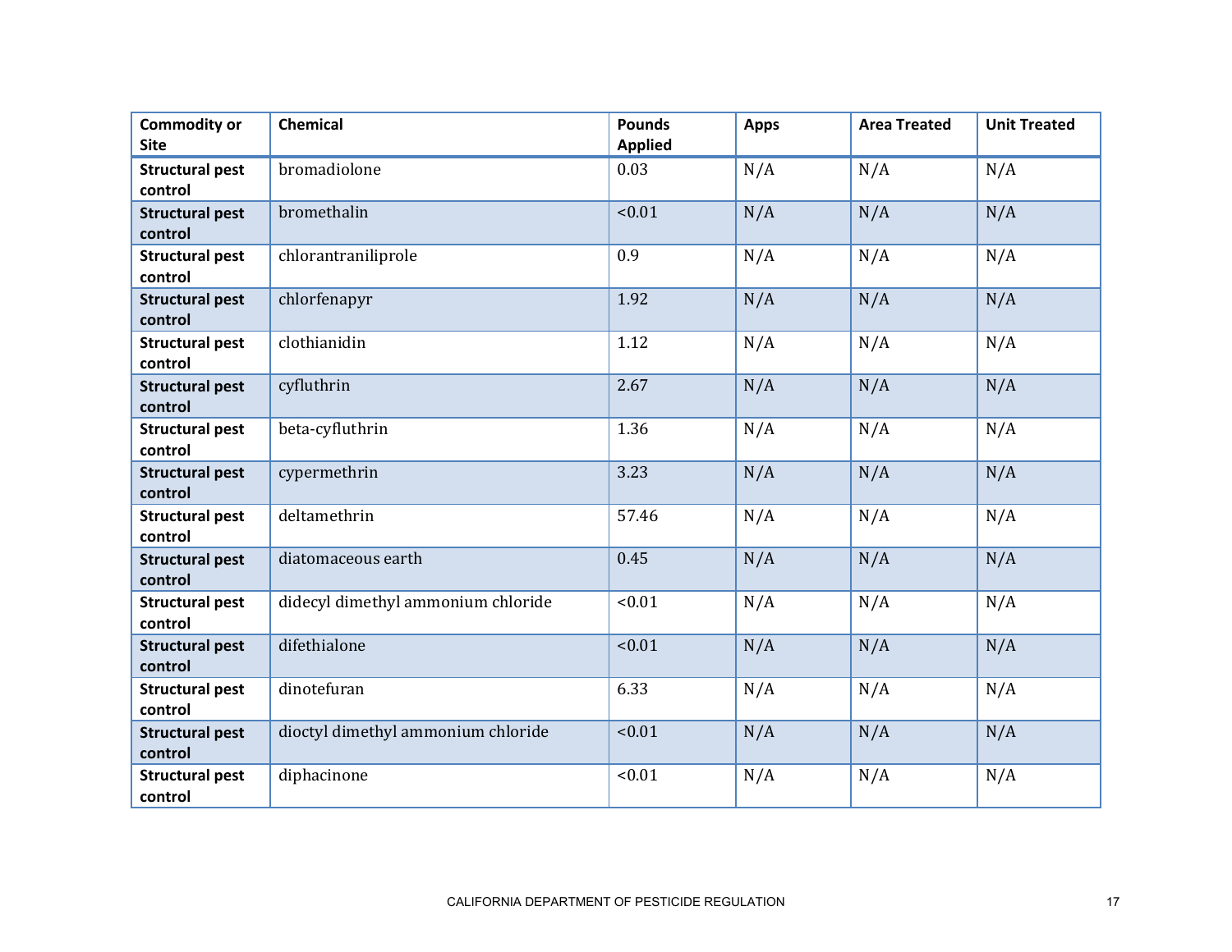| Commodity or Site | Chemical | Pounds Applied | Apps | Area Treated | Unit Treated |
|---|---|---|---|---|---|
| **Structural pest control** | bromadiolone | 0.03 | N/A | N/A | N/A |
| **Structural pest control** | bromethalin | <0.01 | N/A | N/A | N/A |
| **Structural pest control** | chlorantraniliprole | 0.9 | N/A | N/A | N/A |
| **Structural pest control** | chlorfenapyr | 1.92 | N/A | N/A | N/A |
| **Structural pest control** | clothianidin | 1.12 | N/A | N/A | N/A |
| **Structural pest control** | cyfluthrin | 2.67 | N/A | N/A | N/A |
| **Structural pest control** | beta-cyfluthrin | 1.36 | N/A | N/A | N/A |
| **Structural pest control** | cypermethrin | 3.23 | N/A | N/A | N/A |
| **Structural pest control** | deltamethrin | 57.46 | N/A | N/A | N/A |
| **Structural pest control** | diatomaceous earth | 0.45 | N/A | N/A | N/A |
| **Structural pest control** | didecyl dimethyl ammonium chloride | <0.01 | N/A | N/A | N/A |
| **Structural pest control** | difethialone | <0.01 | N/A | N/A | N/A |
| **Structural pest control** | dinotefuran | 6.33 | N/A | N/A | N/A |
| **Structural pest control** | dioctyl dimethyl ammonium chloride | <0.01 | N/A | N/A | N/A |
| **Structural pest control** | diphacinone | <0.01 | N/A | N/A | N/A |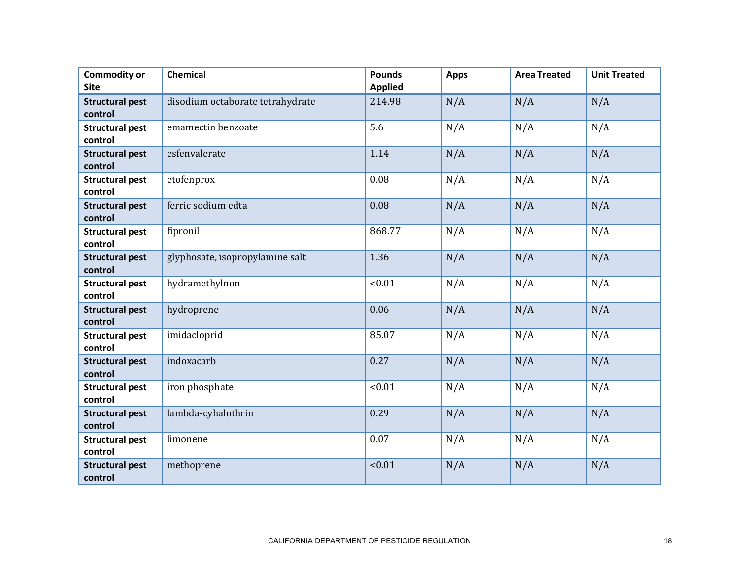| Commodity or Site | Chemical | Pounds Applied | Apps | Area Treated | Unit Treated |
|---|---|---|---|---|---|
| **Structural pest control** | disodium octaborate tetrahydrate | 214.98 | N/A | N/A | N/A |
| **Structural pest control** | emamectin benzoate | 5.6 | N/A | N/A | N/A |
| **Structural pest control** | esfenvalerate | 1.14 | N/A | N/A | N/A |
| **Structural pest control** | etofenprox | 0.08 | N/A | N/A | N/A |
| **Structural pest control** | ferric sodium edta | 0.08 | N/A | N/A | N/A |
| **Structural pest control** | fipronil | 868.77 | N/A | N/A | N/A |
| **Structural pest control** | glyphosate, isopropylamine salt | 1.36 | N/A | N/A | N/A |
| **Structural pest control** | hydramethylnon | <0.01 | N/A | N/A | N/A |
| **Structural pest control** | hydroprene | 0.06 | N/A | N/A | N/A |
| **Structural pest control** | imidacloprid | 85.07 | N/A | N/A | N/A |
| **Structural pest control** | indoxacarb | 0.27 | N/A | N/A | N/A |
| **Structural pest control** | iron phosphate | <0.01 | N/A | N/A | N/A |
| **Structural pest control** | lambda-cyhalothrin | 0.29 | N/A | N/A | N/A |
| **Structural pest control** | limonene | 0.07 | N/A | N/A | N/A |
| **Structural pest control** | methoprene | <0.01 | N/A | N/A | N/A |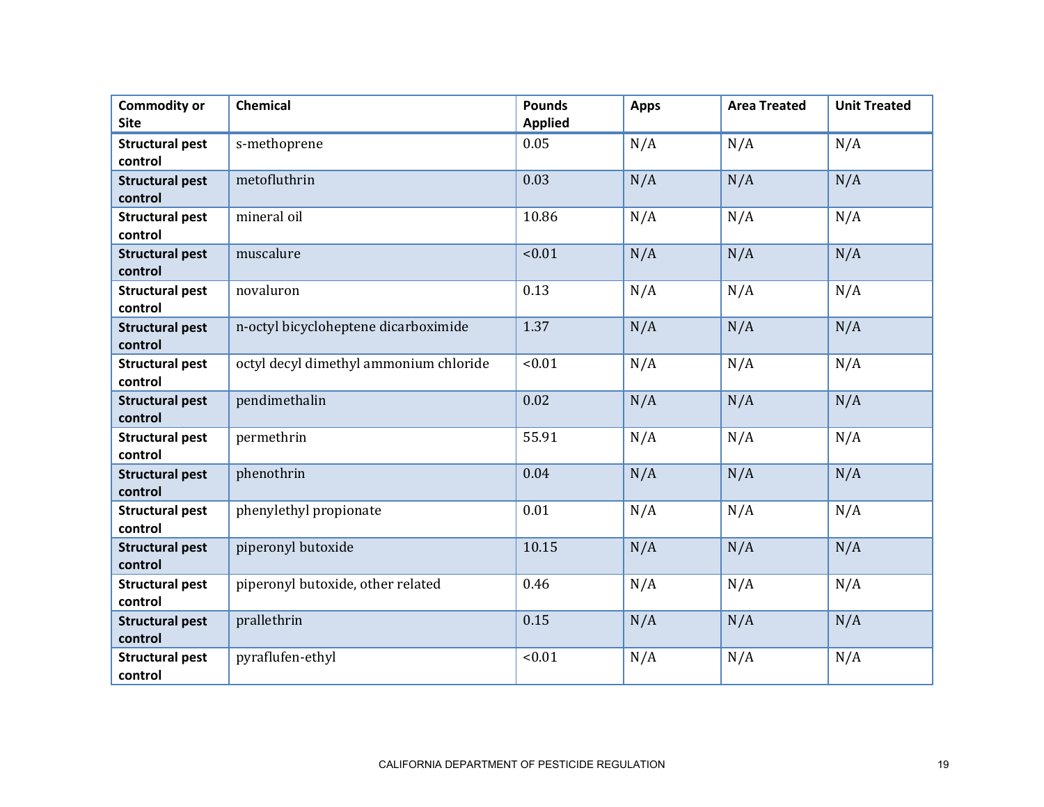| Commodity or Site | Chemical | Pounds Applied | Apps | Area Treated | Unit Treated |
|---|---|---|---|---|---|
| **Structural pest control** | s-methoprene | 0.05 | N/A | N/A | N/A |
| **Structural pest control** | metofluthrin | 0.03 | N/A | N/A | N/A |
| **Structural pest control** | mineral oil | 10.86 | N/A | N/A | N/A |
| **Structural pest control** | muscalure | <0.01 | N/A | N/A | N/A |
| **Structural pest control** | novaluron | 0.13 | N/A | N/A | N/A |
| **Structural pest control** | n-octyl bicycloheptene dicarboximide | 1.37 | N/A | N/A | N/A |
| **Structural pest control** | octyl decyl dimethyl ammonium chloride | <0.01 | N/A | N/A | N/A |
| **Structural pest control** | pendimethalin | 0.02 | N/A | N/A | N/A |
| **Structural pest control** | permethrin | 55.91 | N/A | N/A | N/A |
| **Structural pest control** | phenothrin | 0.04 | N/A | N/A | N/A |
| **Structural pest control** | phenylethyl propionate | 0.01 | N/A | N/A | N/A |
| **Structural pest control** | piperonyl butoxide | 10.15 | N/A | N/A | N/A |
| **Structural pest control** | piperonyl butoxide, other related | 0.46 | N/A | N/A | N/A |
| **Structural pest control** | prallethrin | 0.15 | N/A | N/A | N/A |
| **Structural pest control** | pyraflufen-ethyl | <0.01 | N/A | N/A | N/A |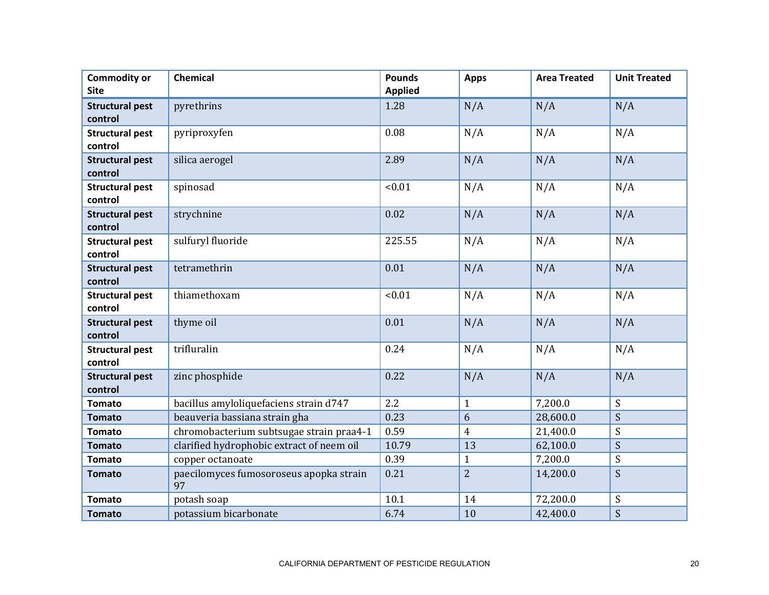| Commodity or Site | Chemical | Pounds Applied | Apps | Area Treated | Unit Treated |
|---|---|---|---|---|---|
| **Structural pest control** | pyrethrins | 1.28 | N/A | N/A | N/A |
| **Structural pest control** | pyriproxyfen | 0.08 | N/A | N/A | N/A |
| **Structural pest control** | silica aerogel | 2.89 | N/A | N/A | N/A |
| **Structural pest control** | spinosad | <0.01 | N/A | N/A | N/A |
| **Structural pest control** | strychnine | 0.02 | N/A | N/A | N/A |
| **Structural pest control** | sulfuryl fluoride | 225.55 | N/A | N/A | N/A |
| **Structural pest control** | tetramethrin | 0.01 | N/A | N/A | N/A |
| **Structural pest control** | thiamethoxam | <0.01 | N/A | N/A | N/A |
| **Structural pest control** | thyme oil | 0.01 | N/A | N/A | N/A |
| **Structural pest control** | trifluralin | 0.24 | N/A | N/A | N/A |
| **Structural pest control** | zinc phosphide | 0.22 | N/A | N/A | N/A |
| **Tomato** | bacillus amyloliquefaciens strain d747 | 2.2 | 1 | 7,200.0 | S |
| **Tomato** | beauveria bassiana strain gha | 0.23 | 6 | 28,600.0 | S |
| **Tomato** | chromobacterium subtsugae strain praa4-1 | 0.59 | 4 | 21,400.0 | S |
| **Tomato** | clarified hydrophobic extract of neem oil | 10.79 | 13 | 62,100.0 | S |
| **Tomato** | copper octanoate | 0.39 | 1 | 7,200.0 | S |
| **Tomato** | paecilomyces fumosoroseus apopka strain 97 | 0.21 | 2 | 14,200.0 | S |
| **Tomato** | potash soap | 10.1 | 14 | 72,200.0 | S |
| **Tomato** | potassium bicarbonate | 6.74 | 10 | 42,400.0 | S |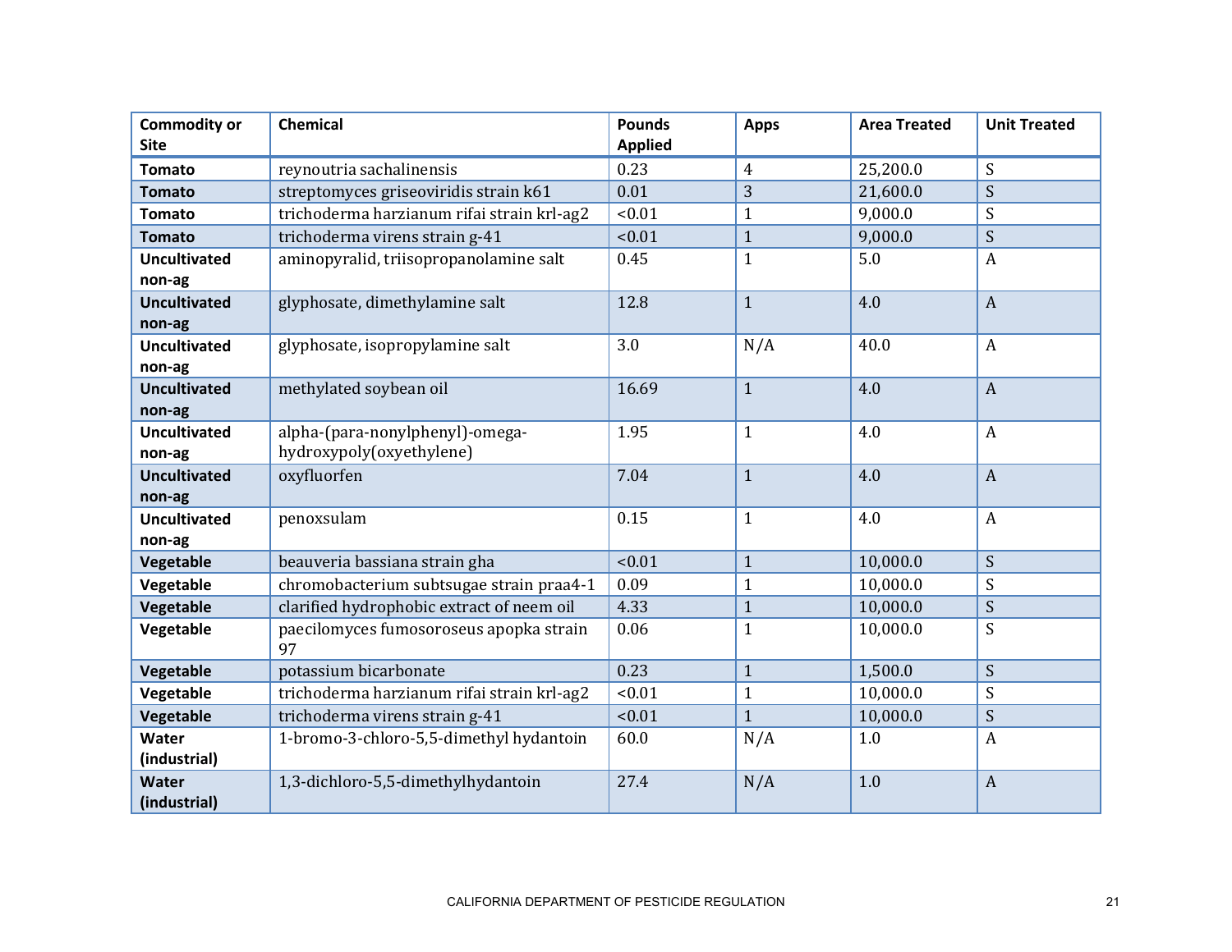| Commodity or Site | Chemical | Pounds Applied | Apps | Area Treated | Unit Treated |
|---|---|---|---|---|---|
| **Tomato** | reynoutria sachalinensis | 0.23 | 4 | 25,200.0 | S |
| **Tomato** | streptomyces griseoviridis strain k61 | 0.01 | 3 | 21,600.0 | S |
| **Tomato** | trichoderma harzianum rifai strain krl-ag2 | <0.01 | 1 | 9,000.0 | S |
| **Tomato** | trichoderma virens strain g-41 | <0.01 | 1 | 9,000.0 | S |
| **Uncultivated non-ag** | aminopyralid, triisopropanolamine salt | 0.45 | 1 | 5.0 | A |
| **Uncultivated non-ag** | glyphosate, dimethylamine salt | 12.8 | 1 | 4.0 | A |
| **Uncultivated non-ag** | glyphosate, isopropylamine salt | 3.0 | N/A | 40.0 | A |
| **Uncultivated non-ag** | methylated soybean oil | 16.69 | 1 | 4.0 | A |
| **Uncultivated non-ag** | alpha-(para-nonylphenyl)-omega-hydroxypoly(oxyethylene) | 1.95 | 1 | 4.0 | A |
| **Uncultivated non-ag** | oxyfluorfen | 7.04 | 1 | 4.0 | A |
| **Uncultivated non-ag** | penoxsulam | 0.15 | 1 | 4.0 | A |
| **Vegetable** | beauveria bassiana strain gha | <0.01 | 1 | 10,000.0 | S |
| **Vegetable** | chromobacterium subtsugae strain praa4-1 | 0.09 | 1 | 10,000.0 | S |
| **Vegetable** | clarified hydrophobic extract of neem oil | 4.33 | 1 | 10,000.0 | S |
| **Vegetable** | paecilomyces fumosoroseus apopka strain 97 | 0.06 | 1 | 10,000.0 | S |
| **Vegetable** | potassium bicarbonate | 0.23 | 1 | 1,500.0 | S |
| **Vegetable** | trichoderma harzianum rifai strain krl-ag2 | <0.01 | 1 | 10,000.0 | S |
| **Vegetable** | trichoderma virens strain g-41 | <0.01 | 1 | 10,000.0 | S |
| **Water (industrial)** | 1-bromo-3-chloro-5,5-dimethyl hydantoin | 60.0 | N/A | 1.0 | A |
| **Water (industrial)** | 1,3-dichloro-5,5-dimethylhydantoin | 27.4 | N/A | 1.0 | A |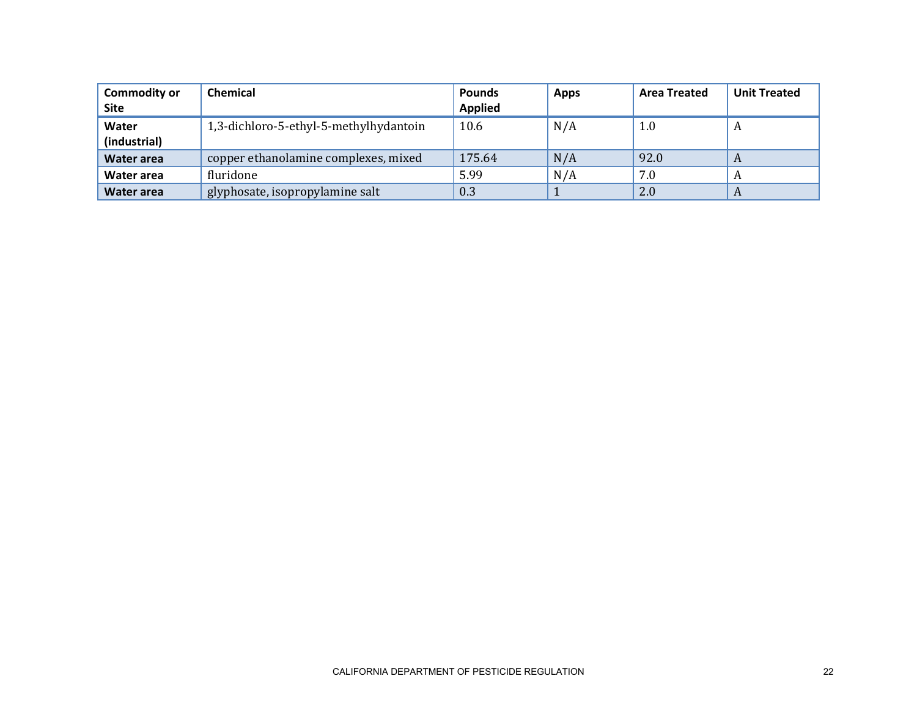| Commodity or Site | Chemical | Pounds Applied | Apps | Area Treated | Unit Treated |
|---|---|---|---|---|---|
| **Water (industrial)** | 1,3-dichloro-5-ethyl-5-methylhydantoin | 10.6 | N/A | 1.0 | A |
| **Water area** | copper ethanolamine complexes, mixed | 175.64 | N/A | 92.0 | A |
| **Water area** | fluridone | 5.99 | N/A | 7.0 | A |
| **Water area** | glyphosate, isopropylamine salt | 0.3 | 1 | 2.0 | A |